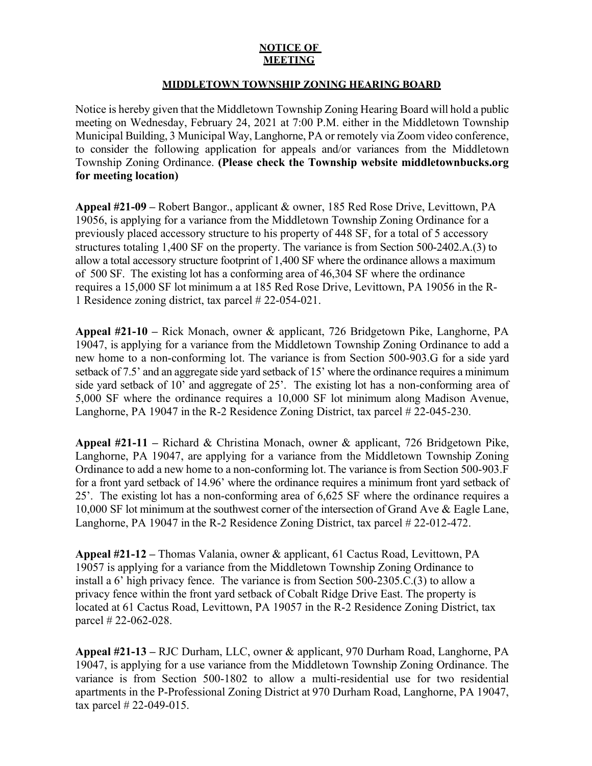**NOTICE OF MEETING**

**MIDDLETOWN TOWNSHIP ZONING HEARING BOARD**

Notice is hereby given that the Middletown Township Zoning Hearing Board will hold a public meeting on Wednesday, February 24, 2021 at 7:00 P.M. either in the Middletown Township Municipal Building, 3 Municipal Way, Langhorne, PA or remotely via Zoom video conference, to consider the following application for appeals and/or variances from the Middletown Township Zoning Ordinance. **(Please check the Township website middletownbucks.org for meeting location)**

**Appeal #21-09 –** Robert Bangor., applicant & owner, 185 Red Rose Drive, Levittown, PA 19056, is applying for a variance from the Middletown Township Zoning Ordinance for a previously placed accessory structure to his property of 448 SF, for a total of 5 accessory structures totaling 1,400 SF on the property. The variance is from Section 500-2402.A.(3) to allow a total accessory structure footprint of 1,400 SF where the ordinance allows a maximum of 500 SF. The existing lot has a conforming area of 46,304 SF where the ordinance requires a 15,000 SF lot minimum a at 185 Red Rose Drive, Levittown, PA 19056 in the R-1 Residence zoning district, tax parcel # 22-054-021.

**Appeal #21-10 –** Rick Monach, owner & applicant, 726 Bridgetown Pike, Langhorne, PA 19047, is applying for a variance from the Middletown Township Zoning Ordinance to add a new home to a non-conforming lot. The variance is from Section 500-903.G for a side yard setback of 7.5' and an aggregate side yard setback of 15' where the ordinance requires a minimum side yard setback of 10' and aggregate of 25'. The existing lot has a non-conforming area of 5,000 SF where the ordinance requires a 10,000 SF lot minimum along Madison Avenue, Langhorne, PA 19047 in the R-2 Residence Zoning District, tax parcel # 22-045-230.

**Appeal #21-11 –** Richard & Christina Monach, owner & applicant, 726 Bridgetown Pike, Langhorne, PA 19047, are applying for a variance from the Middletown Township Zoning Ordinance to add a new home to a non-conforming lot. The variance is from Section 500-903.F for a front yard setback of 14.96' where the ordinance requires a minimum front yard setback of 25'. The existing lot has a non-conforming area of 6,625 SF where the ordinance requires a 10,000 SF lot minimum at the southwest corner of the intersection of Grand Ave & Eagle Lane, Langhorne, PA 19047 in the R-2 Residence Zoning District, tax parcel # 22-012-472.

**Appeal #21-12 –** Thomas Valania, owner & applicant, 61 Cactus Road, Levittown, PA 19057 is applying for a variance from the Middletown Township Zoning Ordinance to install a 6' high privacy fence. The variance is from Section 500-2305.C.(3) to allow a privacy fence within the front yard setback of Cobalt Ridge Drive East. The property is located at 61 Cactus Road, Levittown, PA 19057 in the R-2 Residence Zoning District, tax parcel # 22-062-028.

**Appeal #21-13 –** RJC Durham, LLC, owner & applicant, 970 Durham Road, Langhorne, PA 19047, is applying for a use variance from the Middletown Township Zoning Ordinance. The variance is from Section 500-1802 to allow a multi-residential use for two residential apartments in the P-Professional Zoning District at 970 Durham Road, Langhorne, PA 19047, tax parcel # 22-049-015.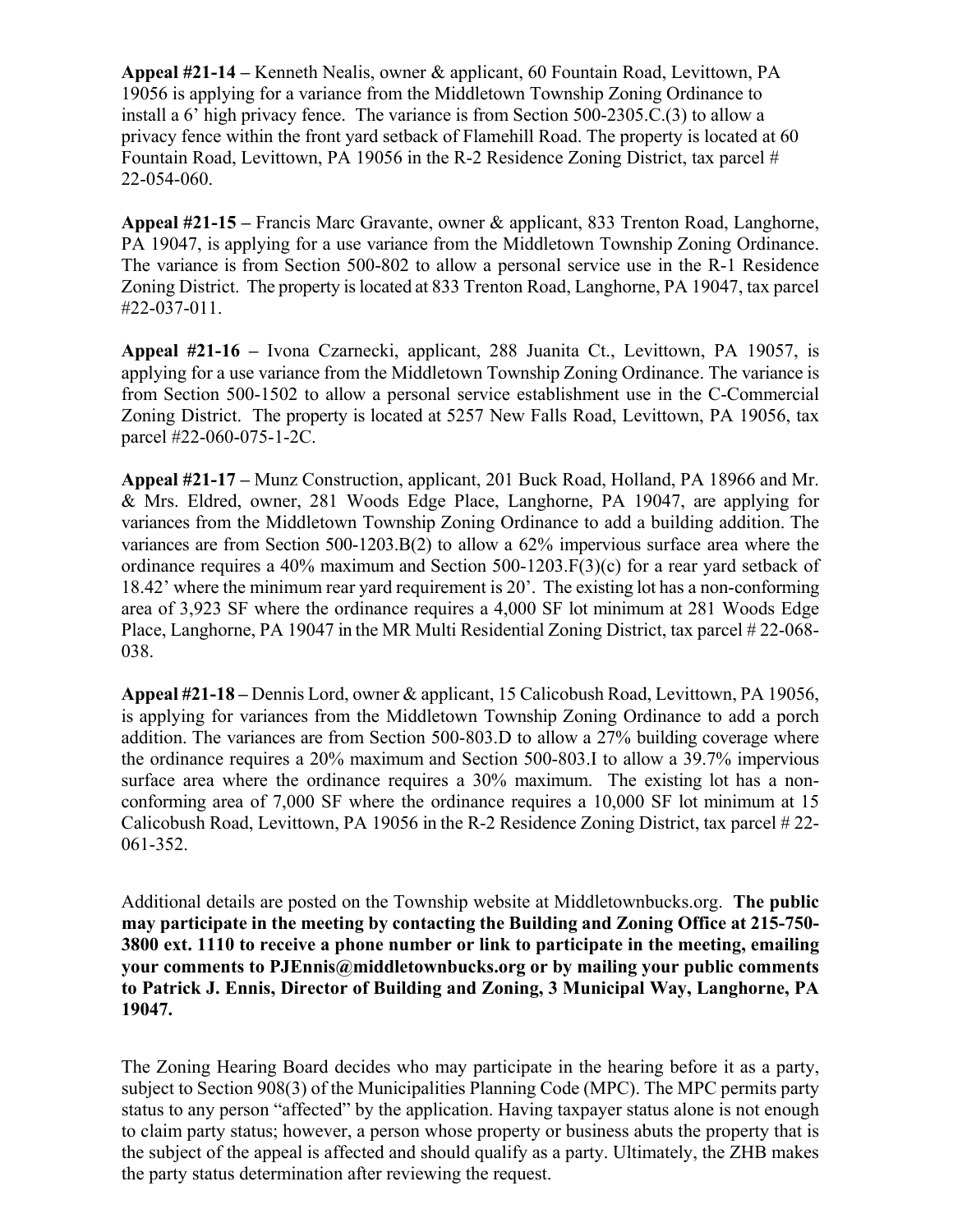**Appeal #21-14 –** Kenneth Nealis, owner & applicant, 60 Fountain Road, Levittown, PA 19056 is applying for a variance from the Middletown Township Zoning Ordinance to install a 6' high privacy fence. The variance is from Section 500-2305.C.(3) to allow a privacy fence within the front yard setback of Flamehill Road. The property is located at 60 Fountain Road, Levittown, PA 19056 in the R-2 Residence Zoning District, tax parcel # 22-054-060.

**Appeal #21-15 –** Francis Marc Gravante, owner & applicant, 833 Trenton Road, Langhorne, PA 19047, is applying for a use variance from the Middletown Township Zoning Ordinance. The variance is from Section 500-802 to allow a personal service use in the R-1 Residence Zoning District. The property is located at 833 Trenton Road, Langhorne, PA 19047, tax parcel #22-037-011.

**Appeal #21-16 –** Ivona Czarnecki, applicant, 288 Juanita Ct., Levittown, PA 19057, is applying for a use variance from the Middletown Township Zoning Ordinance. The variance is from Section 500-1502 to allow a personal service establishment use in the C-Commercial Zoning District. The property is located at 5257 New Falls Road, Levittown, PA 19056, tax parcel #22-060-075-1-2C.

**Appeal #21-17 –** Munz Construction, applicant, 201 Buck Road, Holland, PA 18966 and Mr. & Mrs. Eldred, owner, 281 Woods Edge Place, Langhorne, PA 19047, are applying for variances from the Middletown Township Zoning Ordinance to add a building addition. The variances are from Section 500-1203.B(2) to allow a 62% impervious surface area where the ordinance requires a 40% maximum and Section 500-1203.F(3)(c) for a rear yard setback of 18.42' where the minimum rear yard requirement is 20'. The existing lot has a non-conforming area of 3,923 SF where the ordinance requires a 4,000 SF lot minimum at 281 Woods Edge Place, Langhorne, PA 19047 in the MR Multi Residential Zoning District, tax parcel # 22-068-038.

**Appeal #21-18 –** Dennis Lord, owner & applicant, 15 Calicobush Road, Levittown, PA 19056, is applying for variances from the Middletown Township Zoning Ordinance to add a porch addition. The variances are from Section 500-803.D to allow a 27% building coverage where the ordinance requires a 20% maximum and Section 500-803.I to allow a 39.7% impervious surface area where the ordinance requires a 30% maximum. The existing lot has a non-conforming area of 7,000 SF where the ordinance requires a 10,000 SF lot minimum at 15 Calicobush Road, Levittown, PA 19056 in the R-2 Residence Zoning District, tax parcel # 22-061-352.

Additional details are posted on the Township website at Middletownbucks.org. **The public may participate in the meeting by contacting the Building and Zoning Office at 215-750-3800 ext. 1110 to receive a phone number or link to participate in the meeting, emailing your comments to PJEnnis@middletownbucks.org or by mailing your public comments to Patrick J. Ennis, Director of Building and Zoning, 3 Municipal Way, Langhorne, PA 19047.**

The Zoning Hearing Board decides who may participate in the hearing before it as a party, subject to Section 908(3) of the Municipalities Planning Code (MPC). The MPC permits party status to any person "affected" by the application. Having taxpayer status alone is not enough to claim party status; however, a person whose property or business abuts the property that is the subject of the appeal is affected and should qualify as a party. Ultimately, the ZHB makes the party status determination after reviewing the request.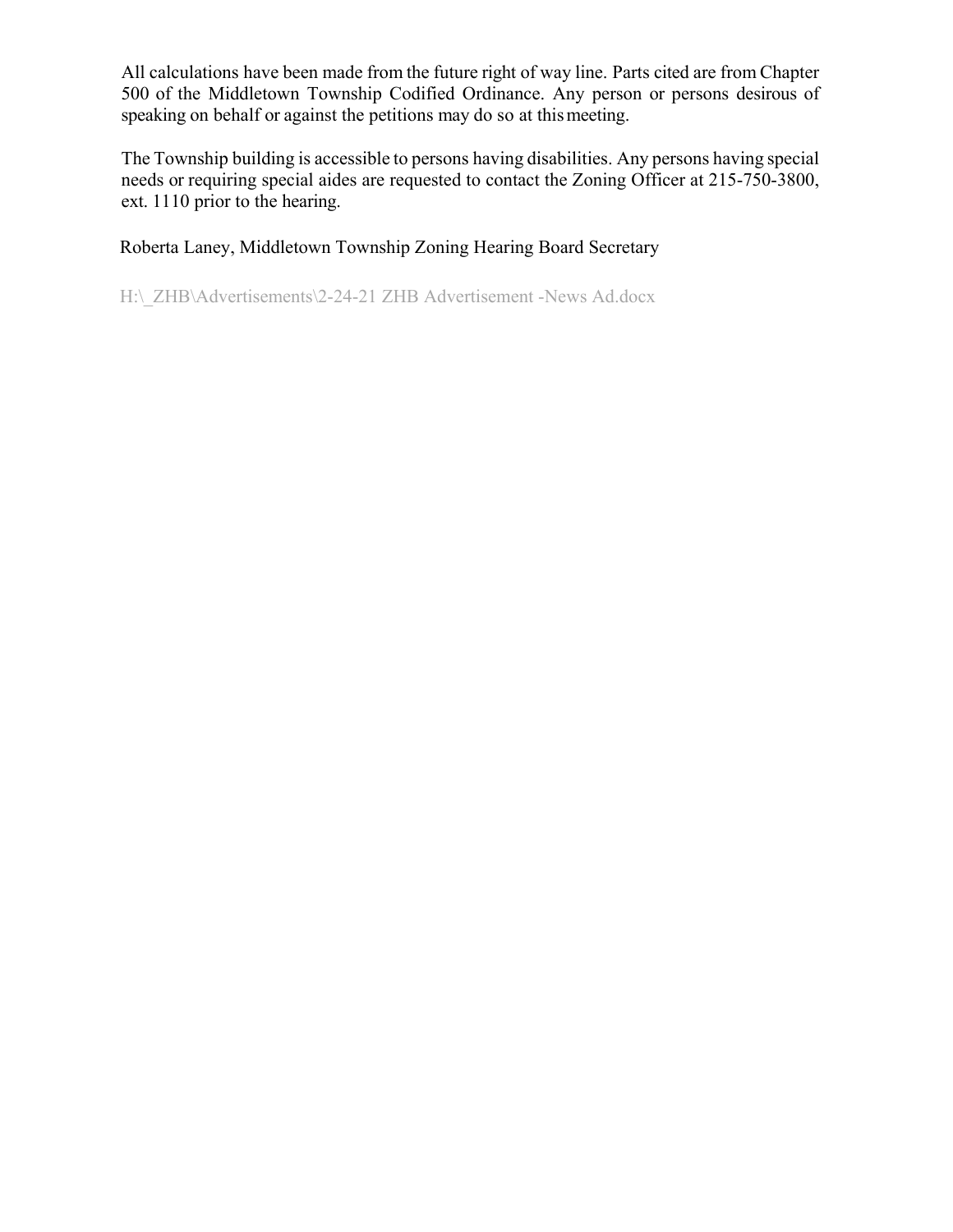All calculations have been made from the future right of way line. Parts cited are from Chapter 500 of the Middletown Township Codified Ordinance. Any person or persons desirous of speaking on behalf or against the petitions may do so at this meeting.

The Township building is accessible to persons having disabilities. Any persons having special needs or requiring special aides are requested to contact the Zoning Officer at 215-750-3800, ext. 1110 prior to the hearing.

Roberta Laney, Middletown Township Zoning Hearing Board Secretary

H:\_ZHB\Advertisements\2-24-21 ZHB Advertisement -News Ad.docx